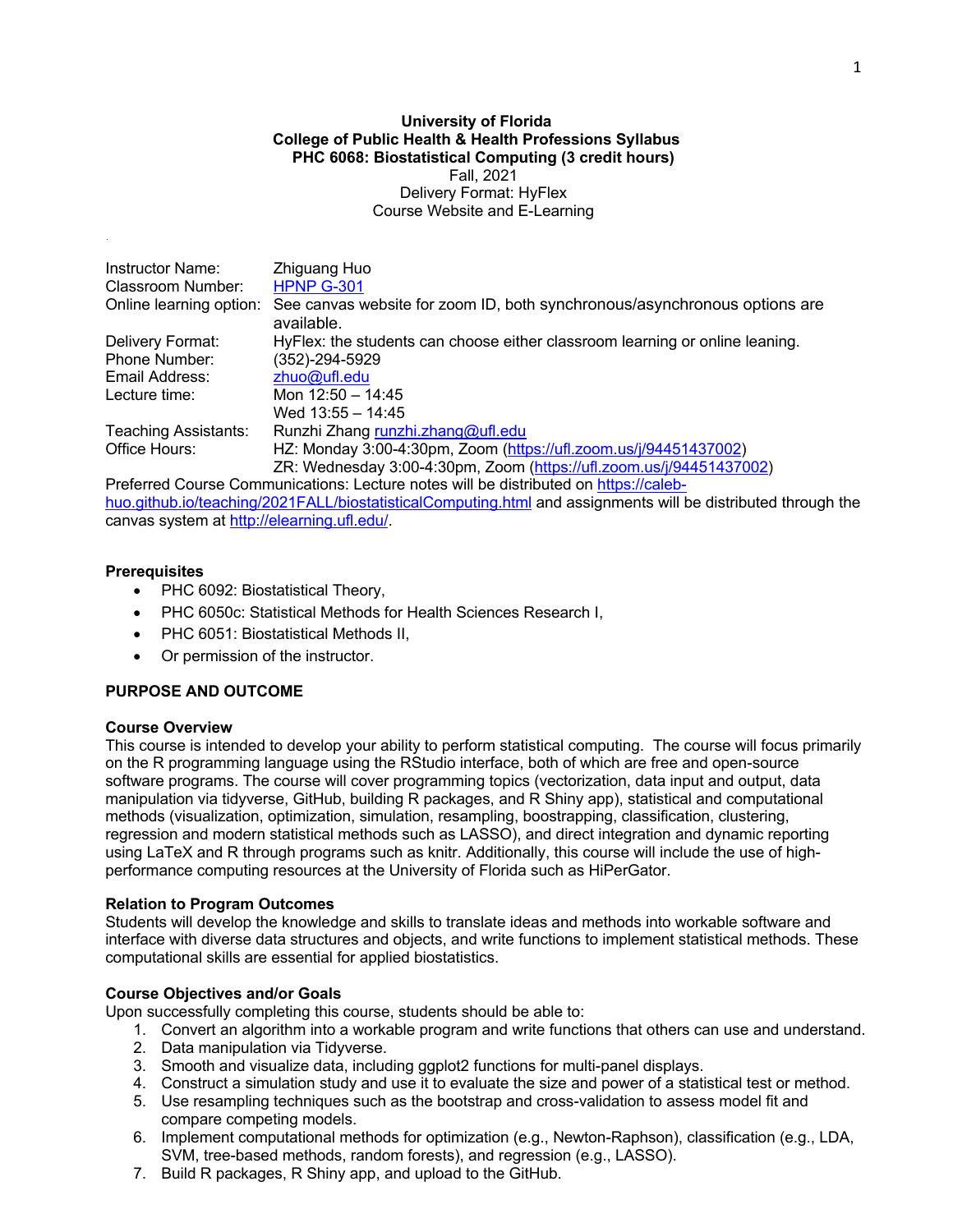**University of Florida**
**College of Public Health & Health Professions Syllabus**
**PHC 6068: Biostatistical Computing (3 credit hours)**
Fall, 2021
Delivery Format: HyFlex
Course Website and E-Learning

| | |
|---|---|
| Instructor Name: | Zhiguang Huo |
| Classroom Number: | [HPNP G-301](HPNP G-301) |
| Online learning option: | See canvas website for zoom ID, both synchronous/asynchronous options are available. |
| Delivery Format: | HyFlex: the students can choose either classroom learning or online leaning. |
| Phone Number: | (352)-294-5929 |
| Email Address: | zhuo@ufl.edu |
| Lecture time: | Mon 12:50 – 14:45<br>Wed 13:55 – 14:45 |
| Teaching Assistants: | Runzhi Zhang runzhi.zhang@ufl.edu |
| Office Hours: | HZ: Monday 3:00-4:30pm, Zoom (https://ufl.zoom.us/j/94451437002)<br>ZR: Wednesday 3:00-4:30pm, Zoom (https://ufl.zoom.us/j/94451437002) |

Preferred Course Communications: Lecture notes will be distributed on https://caleb-huo.github.io/teaching/2021FALL/biostatisticalComputing.html and assignments will be distributed through the canvas system at http://elearning.ufl.edu/.

**Prerequisites**

- PHC 6092: Biostatistical Theory,
- PHC 6050c: Statistical Methods for Health Sciences Research I,
- PHC 6051: Biostatistical Methods II,
- Or permission of the instructor.

## PURPOSE AND OUTCOME

### Course Overview

This course is intended to develop your ability to perform statistical computing. The course will focus primarily on the R programming language using the RStudio interface, both of which are free and open-source software programs. The course will cover programming topics (vectorization, data input and output, data manipulation via tidyverse, GitHub, building R packages, and R Shiny app), statistical and computational methods (visualization, optimization, simulation, resampling, boostrapping, classification, clustering, regression and modern statistical methods such as LASSO), and direct integration and dynamic reporting using LaTeX and R through programs such as knitr. Additionally, this course will include the use of high-performance computing resources at the University of Florida such as HiPerGator.

### Relation to Program Outcomes

Students will develop the knowledge and skills to translate ideas and methods into workable software and interface with diverse data structures and objects, and write functions to implement statistical methods. These computational skills are essential for applied biostatistics.

### Course Objectives and/or Goals

Upon successfully completing this course, students should be able to:

1. Convert an algorithm into a workable program and write functions that others can use and understand.
2. Data manipulation via Tidyverse.
3. Smooth and visualize data, including ggplot2 functions for multi-panel displays.
4. Construct a simulation study and use it to evaluate the size and power of a statistical test or method.
5. Use resampling techniques such as the bootstrap and cross-validation to assess model fit and compare competing models.
6. Implement computational methods for optimization (e.g., Newton-Raphson), classification (e.g., LDA, SVM, tree-based methods, random forests), and regression (e.g., LASSO).
7. Build R packages, R Shiny app, and upload to the GitHub.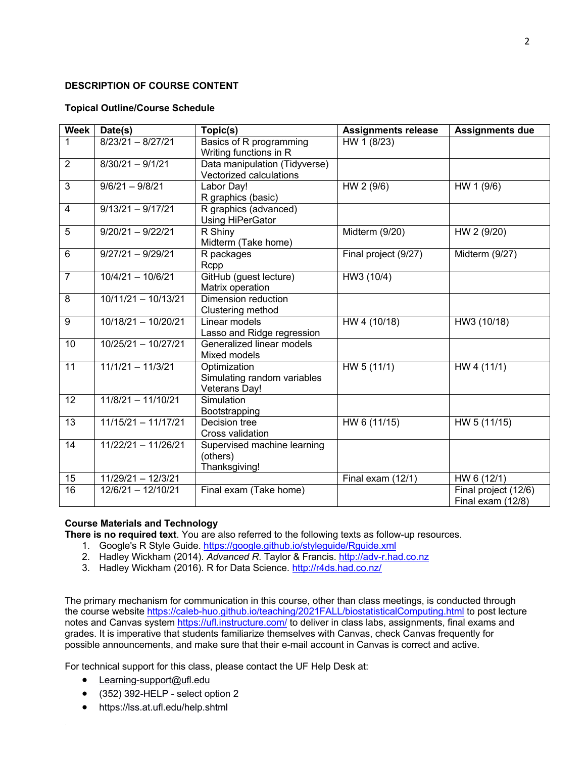**DESCRIPTION OF COURSE CONTENT**

**Topical Outline/Course Schedule**

| Week | Date(s) | Topic(s) | Assignments release | Assignments due |
|---|---|---|---|---|
| 1 | 8/23/21 – 8/27/21 | Basics of R programming<br>Writing functions in R | HW 1 (8/23) | |
| 2 | 8/30/21 – 9/1/21 | Data manipulation (Tidyverse)<br>Vectorized calculations | | |
| 3 | 9/6/21 – 9/8/21 | Labor Day!<br>R graphics (basic) | HW 2 (9/6) | HW 1 (9/6) |
| 4 | 9/13/21 – 9/17/21 | R graphics (advanced)<br>Using HiPerGator | | |
| 5 | 9/20/21 – 9/22/21 | R Shiny<br>Midterm (Take home) | Midterm (9/20) | HW 2 (9/20) |
| 6 | 9/27/21 – 9/29/21 | R packages<br>Rcpp | Final project (9/27) | Midterm (9/27) |
| 7 | 10/4/21 – 10/6/21 | GitHub (guest lecture)<br>Matrix operation | HW3 (10/4) | |
| 8 | 10/11/21 – 10/13/21 | Dimension reduction<br>Clustering method | | |
| 9 | 10/18/21 – 10/20/21 | Linear models<br>Lasso and Ridge regression | HW 4 (10/18) | HW3 (10/18) |
| 10 | 10/25/21 – 10/27/21 | Generalized linear models<br>Mixed models | | |
| 11 | 11/1/21 – 11/3/21 | Optimization<br>Simulating random variables<br>Veterans Day! | HW 5 (11/1) | HW 4 (11/1) |
| 12 | 11/8/21 – 11/10/21 | Simulation<br>Bootstrapping | | |
| 13 | 11/15/21 – 11/17/21 | Decision tree<br>Cross validation | HW 6 (11/15) | HW 5 (11/15) |
| 14 | 11/22/21 – 11/26/21 | Supervised machine learning (others)<br>Thanksgiving! | | |
| 15 | 11/29/21 – 12/3/21 | | Final exam (12/1) | HW 6 (12/1) |
| 16 | 12/6/21 – 12/10/21 | Final exam (Take home) | | Final project (12/6)<br>Final exam (12/8) |

**Course Materials and Technology**

**There is no required text**. You are also referred to the following texts as follow-up resources.

1. Google's R Style Guide. https://google.github.io/styleguide/Rguide.xml
2. Hadley Wickham (2014). *Advanced R*. Taylor & Francis. http://adv-r.had.co.nz
3. Hadley Wickham (2016). R for Data Science. http://r4ds.had.co.nz/

The primary mechanism for communication in this course, other than class meetings, is conducted through the course website https://caleb-huo.github.io/teaching/2021FALL/biostatisticalComputing.html to post lecture notes and Canvas system https://ufl.instructure.com/ to deliver in class labs, assignments, final exams and grades. It is imperative that students familiarize themselves with Canvas, check Canvas frequently for possible announcements, and make sure that their e-mail account in Canvas is correct and active.

For technical support for this class, please contact the UF Help Desk at:

- Learning-support@ufl.edu
- (352) 392-HELP - select option 2
- https://lss.at.ufl.edu/help.shtml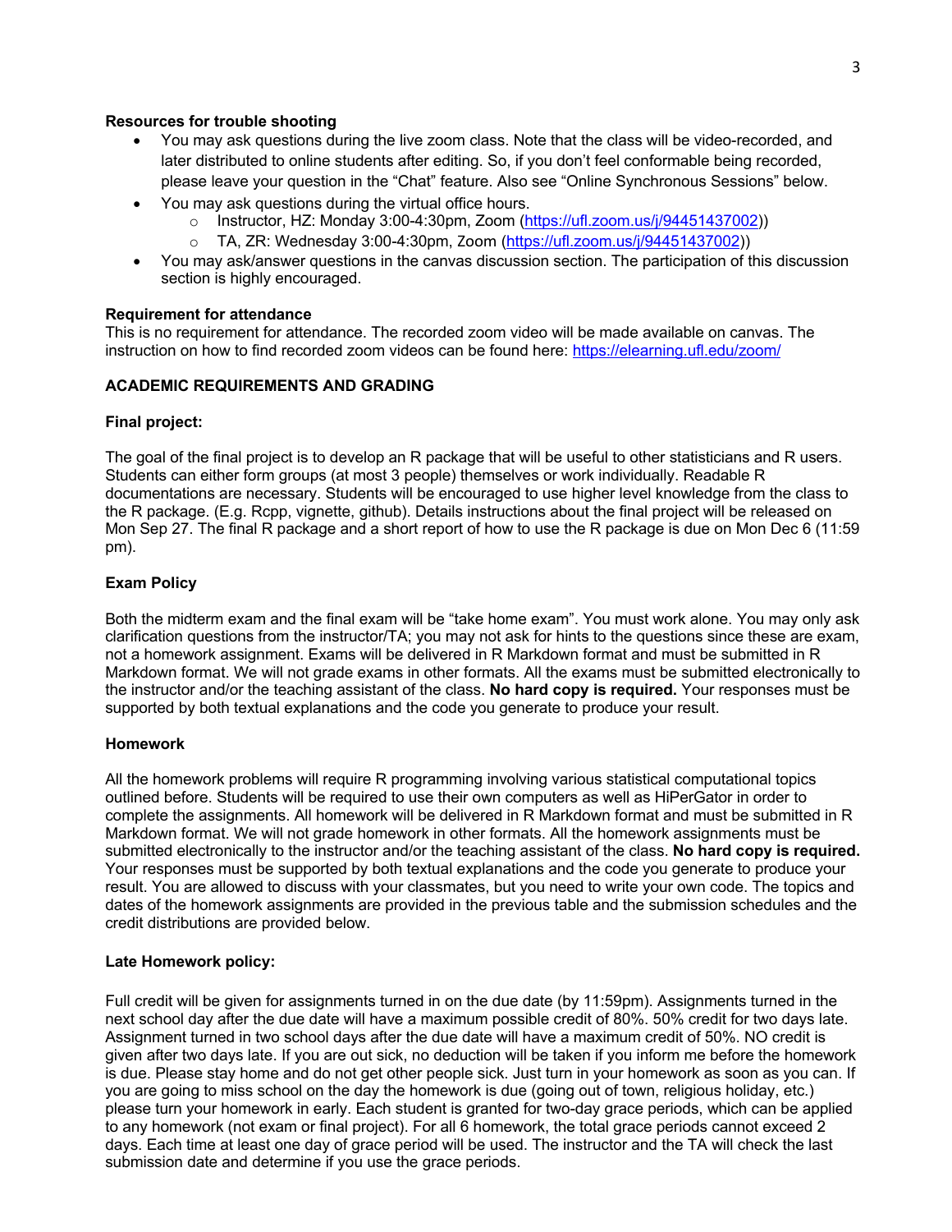**Resources for trouble shooting**

- You may ask questions during the live zoom class. Note that the class will be video-recorded, and later distributed to online students after editing. So, if you don't feel conformable being recorded, please leave your question in the "Chat" feature. Also see "Online Synchronous Sessions" below.
- You may ask questions during the virtual office hours.
  - Instructor, HZ: Monday 3:00-4:30pm, Zoom (https://ufl.zoom.us/j/94451437002))
  - TA, ZR: Wednesday 3:00-4:30pm, Zoom (https://ufl.zoom.us/j/94451437002))
- You may ask/answer questions in the canvas discussion section. The participation of this discussion section is highly encouraged.

**Requirement for attendance**

This is no requirement for attendance. The recorded zoom video will be made available on canvas. The instruction on how to find recorded zoom videos can be found here: https://elearning.ufl.edu/zoom/

## ACADEMIC REQUIREMENTS AND GRADING

**Final project:**

The goal of the final project is to develop an R package that will be useful to other statisticians and R users. Students can either form groups (at most 3 people) themselves or work individually. Readable R documentations are necessary. Students will be encouraged to use higher level knowledge from the class to the R package. (E.g. Rcpp, vignette, github). Details instructions about the final project will be released on Mon Sep 27. The final R package and a short report of how to use the R package is due on Mon Dec 6 (11:59 pm).

**Exam Policy**

Both the midterm exam and the final exam will be "take home exam". You must work alone. You may only ask clarification questions from the instructor/TA; you may not ask for hints to the questions since these are exam, not a homework assignment. Exams will be delivered in R Markdown format and must be submitted in R Markdown format. We will not grade exams in other formats. All the exams must be submitted electronically to the instructor and/or the teaching assistant of the class. **No hard copy is required.** Your responses must be supported by both textual explanations and the code you generate to produce your result.

**Homework**

All the homework problems will require R programming involving various statistical computational topics outlined before. Students will be required to use their own computers as well as HiPerGator in order to complete the assignments. All homework will be delivered in R Markdown format and must be submitted in R Markdown format. We will not grade homework in other formats. All the homework assignments must be submitted electronically to the instructor and/or the teaching assistant of the class. **No hard copy is required.** Your responses must be supported by both textual explanations and the code you generate to produce your result. You are allowed to discuss with your classmates, but you need to write your own code. The topics and dates of the homework assignments are provided in the previous table and the submission schedules and the credit distributions are provided below.

**Late Homework policy:**

Full credit will be given for assignments turned in on the due date (by 11:59pm). Assignments turned in the next school day after the due date will have a maximum possible credit of 80%. 50% credit for two days late. Assignment turned in two school days after the due date will have a maximum credit of 50%. NO credit is given after two days late. If you are out sick, no deduction will be taken if you inform me before the homework is due. Please stay home and do not get other people sick. Just turn in your homework as soon as you can. If you are going to miss school on the day the homework is due (going out of town, religious holiday, etc.) please turn your homework in early. Each student is granted for two-day grace periods, which can be applied to any homework (not exam or final project). For all 6 homework, the total grace periods cannot exceed 2 days. Each time at least one day of grace period will be used. The instructor and the TA will check the last submission date and determine if you use the grace periods.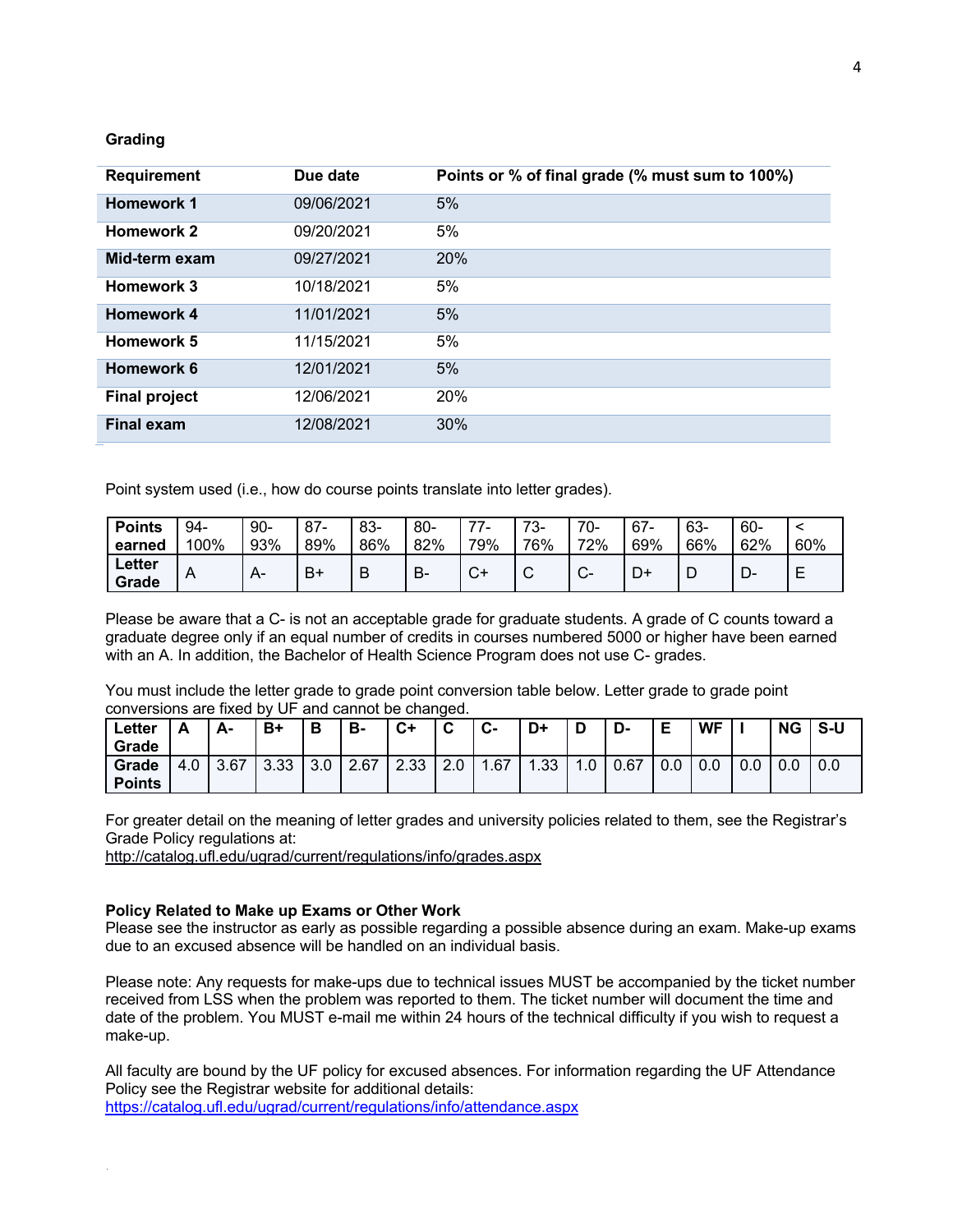## Grading

| Requirement | Due date | Points or % of final grade (% must sum to 100%) |
|---|---|---|
| **Homework 1** | 09/06/2021 | 5% |
| **Homework 2** | 09/20/2021 | 5% |
| **Mid-term exam** | 09/27/2021 | 20% |
| **Homework 3** | 10/18/2021 | 5% |
| **Homework 4** | 11/01/2021 | 5% |
| **Homework 5** | 11/15/2021 | 5% |
| **Homework 6** | 12/01/2021 | 5% |
| **Final project** | 12/06/2021 | 20% |
| **Final exam** | 12/08/2021 | 30% |

Point system used (i.e., how do course points translate into letter grades).

| **Points earned** | 94-100% | 90-93% | 87-89% | 83-86% | 80-82% | 77-79% | 73-76% | 70-72% | 67-69% | 63-66% | 60-62% | < 60% |
|---|---|---|---|---|---|---|---|---|---|---|---|---|
| **Letter Grade** | A | A- | B+ | B | B- | C+ | C | C- | D+ | D | D- | E |

Please be aware that a C- is not an acceptable grade for graduate students. A grade of C counts toward a graduate degree only if an equal number of credits in courses numbered 5000 or higher have been earned with an A. In addition, the Bachelor of Health Science Program does not use C- grades.

You must include the letter grade to grade point conversion table below. Letter grade to grade point conversions are fixed by UF and cannot be changed.

| **Letter Grade** | **A** | **A-** | **B+** | **B** | **B-** | **C+** | **C** | **C-** | **D+** | **D** | **D-** | **E** | **WF** | **I** | **NG** | **S-U** |
|---|---|---|---|---|---|---|---|---|---|---|---|---|---|---|---|---|
| **Grade Points** | 4.0 | 3.67 | 3.33 | 3.0 | 2.67 | 2.33 | 2.0 | 1.67 | 1.33 | 1.0 | 0.67 | 0.0 | 0.0 | 0.0 | 0.0 | 0.0 |

For greater detail on the meaning of letter grades and university policies related to them, see the Registrar's Grade Policy regulations at:
http://catalog.ufl.edu/ugrad/current/regulations/info/grades.aspx

**Policy Related to Make up Exams or Other Work**
Please see the instructor as early as possible regarding a possible absence during an exam. Make-up exams due to an excused absence will be handled on an individual basis.

Please note: Any requests for make-ups due to technical issues MUST be accompanied by the ticket number received from LSS when the problem was reported to them. The ticket number will document the time and date of the problem. You MUST e-mail me within 24 hours of the technical difficulty if you wish to request a make-up.

All faculty are bound by the UF policy for excused absences. For information regarding the UF Attendance Policy see the Registrar website for additional details:
https://catalog.ufl.edu/ugrad/current/regulations/info/attendance.aspx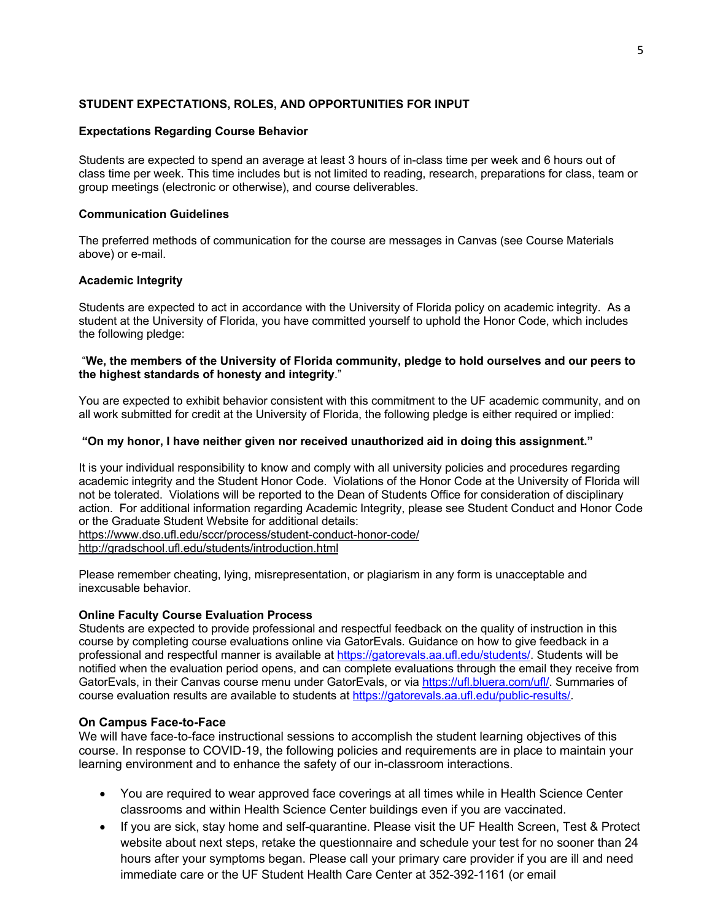## STUDENT EXPECTATIONS, ROLES, AND OPPORTUNITIES FOR INPUT

### Expectations Regarding Course Behavior

Students are expected to spend an average at least 3 hours of in-class time per week and 6 hours out of class time per week. This time includes but is not limited to reading, research, preparations for class, team or group meetings (electronic or otherwise), and course deliverables.

### Communication Guidelines

The preferred methods of communication for the course are messages in Canvas (see Course Materials above) or e-mail.

### Academic Integrity

Students are expected to act in accordance with the University of Florida policy on academic integrity. As a student at the University of Florida, you have committed yourself to uphold the Honor Code, which includes the following pledge:

"**We, the members of the University of Florida community, pledge to hold ourselves and our peers to the highest standards of honesty and integrity**."

You are expected to exhibit behavior consistent with this commitment to the UF academic community, and on all work submitted for credit at the University of Florida, the following pledge is either required or implied:

**"On my honor, I have neither given nor received unauthorized aid in doing this assignment."**

It is your individual responsibility to know and comply with all university policies and procedures regarding academic integrity and the Student Honor Code. Violations of the Honor Code at the University of Florida will not be tolerated. Violations will be reported to the Dean of Students Office for consideration of disciplinary action. For additional information regarding Academic Integrity, please see Student Conduct and Honor Code or the Graduate Student Website for additional details:
https://www.dso.ufl.edu/sccr/process/student-conduct-honor-code/
http://gradschool.ufl.edu/students/introduction.html

Please remember cheating, lying, misrepresentation, or plagiarism in any form is unacceptable and inexcusable behavior.

### Online Faculty Course Evaluation Process

Students are expected to provide professional and respectful feedback on the quality of instruction in this course by completing course evaluations online via GatorEvals. Guidance on how to give feedback in a professional and respectful manner is available at https://gatorevals.aa.ufl.edu/students/. Students will be notified when the evaluation period opens, and can complete evaluations through the email they receive from GatorEvals, in their Canvas course menu under GatorEvals, or via https://ufl.bluera.com/ufl/. Summaries of course evaluation results are available to students at https://gatorevals.aa.ufl.edu/public-results/.

### On Campus Face-to-Face

We will have face-to-face instructional sessions to accomplish the student learning objectives of this course. In response to COVID-19, the following policies and requirements are in place to maintain your learning environment and to enhance the safety of our in-classroom interactions.

- You are required to wear approved face coverings at all times while in Health Science Center classrooms and within Health Science Center buildings even if you are vaccinated.
- If you are sick, stay home and self-quarantine. Please visit the UF Health Screen, Test & Protect website about next steps, retake the questionnaire and schedule your test for no sooner than 24 hours after your symptoms began. Please call your primary care provider if you are ill and need immediate care or the UF Student Health Care Center at 352-392-1161 (or email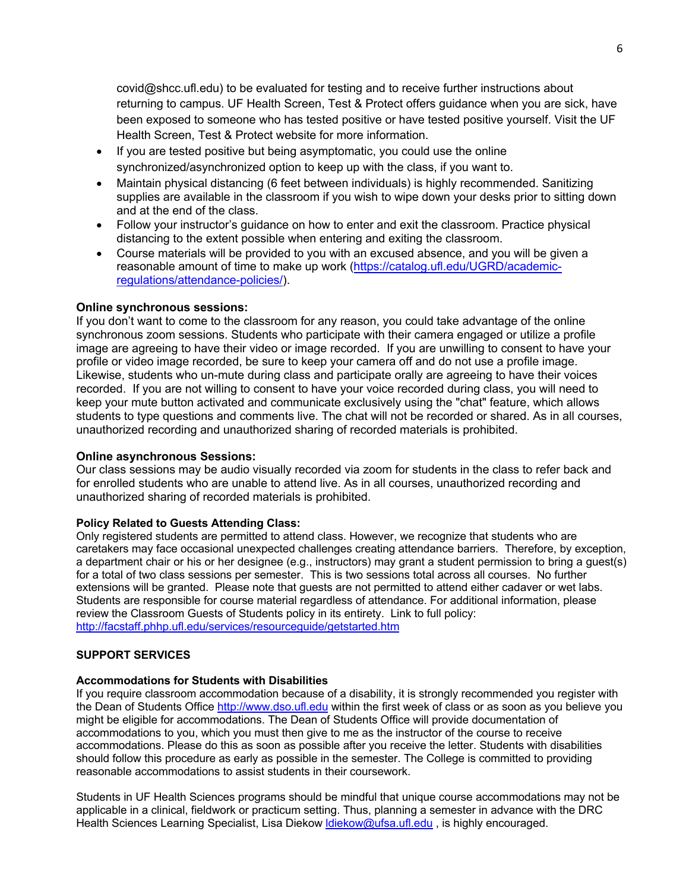covid@shcc.ufl.edu) to be evaluated for testing and to receive further instructions about returning to campus. UF Health Screen, Test & Protect offers guidance when you are sick, have been exposed to someone who has tested positive or have tested positive yourself. Visit the UF Health Screen, Test & Protect website for more information.

- If you are tested positive but being asymptomatic, you could use the online synchronized/asynchronized option to keep up with the class, if you want to.
- Maintain physical distancing (6 feet between individuals) is highly recommended. Sanitizing supplies are available in the classroom if you wish to wipe down your desks prior to sitting down and at the end of the class.
- Follow your instructor's guidance on how to enter and exit the classroom. Practice physical distancing to the extent possible when entering and exiting the classroom.
- Course materials will be provided to you with an excused absence, and you will be given a reasonable amount of time to make up work (https://catalog.ufl.edu/UGRD/academic-regulations/attendance-policies/).

**Online synchronous sessions:**
If you don't want to come to the classroom for any reason, you could take advantage of the online synchronous zoom sessions. Students who participate with their camera engaged or utilize a profile image are agreeing to have their video or image recorded. If you are unwilling to consent to have your profile or video image recorded, be sure to keep your camera off and do not use a profile image. Likewise, students who un-mute during class and participate orally are agreeing to have their voices recorded. If you are not willing to consent to have your voice recorded during class, you will need to keep your mute button activated and communicate exclusively using the "chat" feature, which allows students to type questions and comments live. The chat will not be recorded or shared. As in all courses, unauthorized recording and unauthorized sharing of recorded materials is prohibited.

**Online asynchronous Sessions:**
Our class sessions may be audio visually recorded via zoom for students in the class to refer back and for enrolled students who are unable to attend live. As in all courses, unauthorized recording and unauthorized sharing of recorded materials is prohibited.

**Policy Related to Guests Attending Class:**
Only registered students are permitted to attend class. However, we recognize that students who are caretakers may face occasional unexpected challenges creating attendance barriers. Therefore, by exception, a department chair or his or her designee (e.g., instructors) may grant a student permission to bring a guest(s) for a total of two class sessions per semester. This is two sessions total across all courses. No further extensions will be granted. Please note that guests are not permitted to attend either cadaver or wet labs. Students are responsible for course material regardless of attendance. For additional information, please review the Classroom Guests of Students policy in its entirety. Link to full policy: http://facstaff.phhp.ufl.edu/services/resourceguide/getstarted.htm

**SUPPORT SERVICES**

**Accommodations for Students with Disabilities**
If you require classroom accommodation because of a disability, it is strongly recommended you register with the Dean of Students Office http://www.dso.ufl.edu within the first week of class or as soon as you believe you might be eligible for accommodations. The Dean of Students Office will provide documentation of accommodations to you, which you must then give to me as the instructor of the course to receive accommodations. Please do this as soon as possible after you receive the letter. Students with disabilities should follow this procedure as early as possible in the semester. The College is committed to providing reasonable accommodations to assist students in their coursework.

Students in UF Health Sciences programs should be mindful that unique course accommodations may not be applicable in a clinical, fieldwork or practicum setting. Thus, planning a semester in advance with the DRC Health Sciences Learning Specialist, Lisa Diekow ldiekow@ufsa.ufl.edu , is highly encouraged.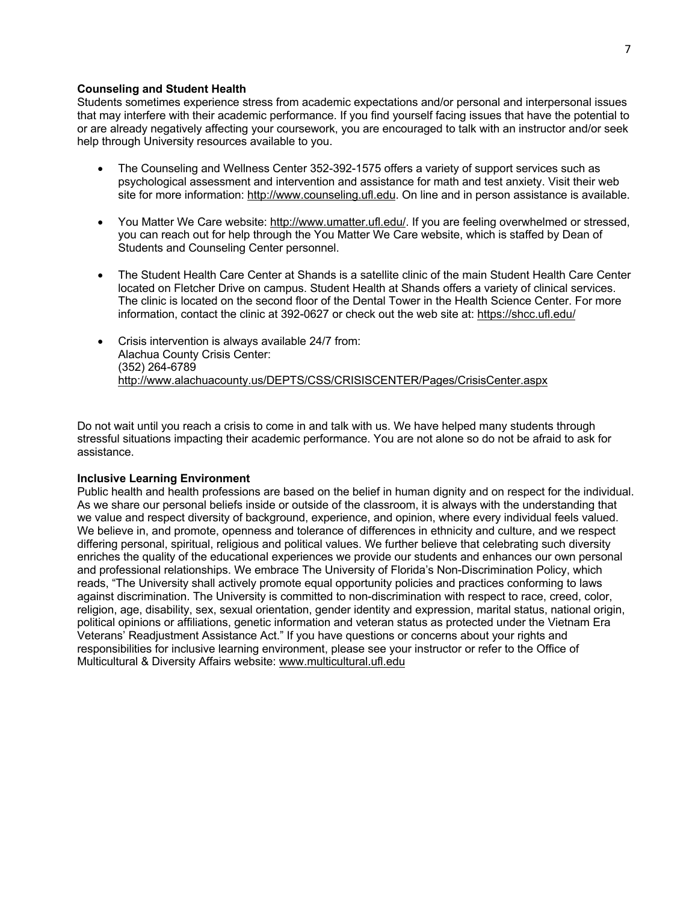**Counseling and Student Health**

Students sometimes experience stress from academic expectations and/or personal and interpersonal issues that may interfere with their academic performance. If you find yourself facing issues that have the potential to or are already negatively affecting your coursework, you are encouraged to talk with an instructor and/or seek help through University resources available to you.

- The Counseling and Wellness Center 352-392-1575 offers a variety of support services such as psychological assessment and intervention and assistance for math and test anxiety. Visit their web site for more information: http://www.counseling.ufl.edu. On line and in person assistance is available.

- You Matter We Care website: http://www.umatter.ufl.edu/. If you are feeling overwhelmed or stressed, you can reach out for help through the You Matter We Care website, which is staffed by Dean of Students and Counseling Center personnel.

- The Student Health Care Center at Shands is a satellite clinic of the main Student Health Care Center located on Fletcher Drive on campus. Student Health at Shands offers a variety of clinical services. The clinic is located on the second floor of the Dental Tower in the Health Science Center. For more information, contact the clinic at 392-0627 or check out the web site at: https://shcc.ufl.edu/

- Crisis intervention is always available 24/7 from:
  Alachua County Crisis Center:
  (352) 264-6789
  http://www.alachuacounty.us/DEPTS/CSS/CRISISCENTER/Pages/CrisisCenter.aspx

Do not wait until you reach a crisis to come in and talk with us. We have helped many students through stressful situations impacting their academic performance. You are not alone so do not be afraid to ask for assistance.

**Inclusive Learning Environment**

Public health and health professions are based on the belief in human dignity and on respect for the individual. As we share our personal beliefs inside or outside of the classroom, it is always with the understanding that we value and respect diversity of background, experience, and opinion, where every individual feels valued. We believe in, and promote, openness and tolerance of differences in ethnicity and culture, and we respect differing personal, spiritual, religious and political values. We further believe that celebrating such diversity enriches the quality of the educational experiences we provide our students and enhances our own personal and professional relationships. We embrace The University of Florida's Non-Discrimination Policy, which reads, "The University shall actively promote equal opportunity policies and practices conforming to laws against discrimination. The University is committed to non-discrimination with respect to race, creed, color, religion, age, disability, sex, sexual orientation, gender identity and expression, marital status, national origin, political opinions or affiliations, genetic information and veteran status as protected under the Vietnam Era Veterans' Readjustment Assistance Act." If you have questions or concerns about your rights and responsibilities for inclusive learning environment, please see your instructor or refer to the Office of Multicultural & Diversity Affairs website: www.multicultural.ufl.edu